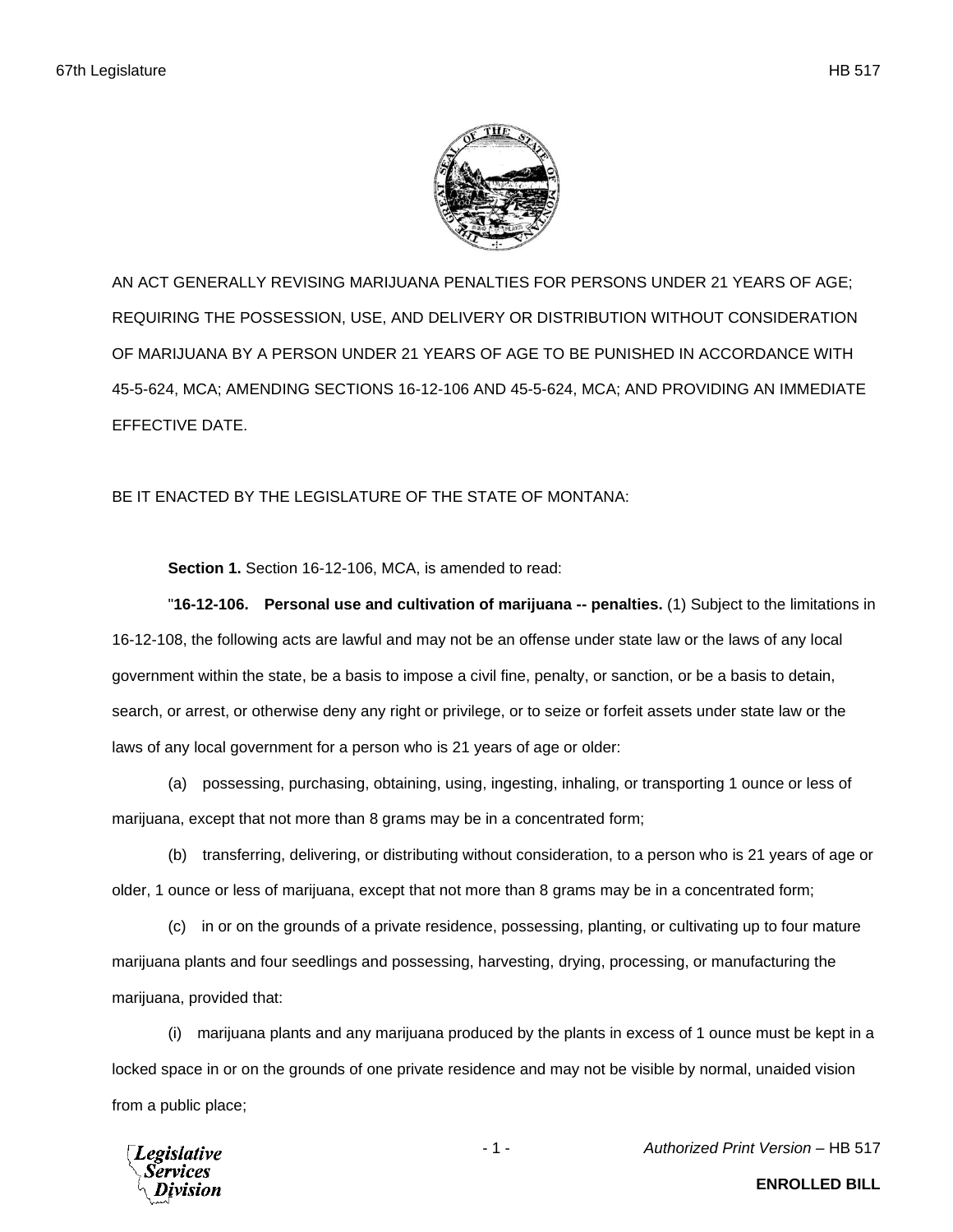AN ACT GENERALLY REVISING MARIJUANA PENALTIES FOR PERSONS UNDER 21 YEARS OF AGE; REQUIRING THE POSSESSION, USE, AND DELIVERY OR DISTRIBUTION WITHOUT CONSIDERATION OF MARIJUANA BY A PERSON UNDER 21 YEARS OF AGE TO BE PUNISHED IN ACCORDANCE WITH 45-5-624, MCA; AMENDING SECTIONS 16-12-106 AND 45-5-624, MCA; AND PROVIDING AN IMMEDIATE EFFECTIVE DATE.

BE IT ENACTED BY THE LEGISLATURE OF THE STATE OF MONTANA:

**Section 1.** Section 16-12-106, MCA, is amended to read:

"**16-12-106. Personal use and cultivation of marijuana -- penalties.** (1) Subject to the limitations in 16-12-108, the following acts are lawful and may not be an offense under state law or the laws of any local government within the state, be a basis to impose a civil fine, penalty, or sanction, or be a basis to detain, search, or arrest, or otherwise deny any right or privilege, or to seize or forfeit assets under state law or the laws of any local government for a person who is 21 years of age or older:

(a) possessing, purchasing, obtaining, using, ingesting, inhaling, or transporting 1 ounce or less of marijuana, except that not more than 8 grams may be in a concentrated form;

(b) transferring, delivering, or distributing without consideration, to a person who is 21 years of age or older, 1 ounce or less of marijuana, except that not more than 8 grams may be in a concentrated form;

(c) in or on the grounds of a private residence, possessing, planting, or cultivating up to four mature marijuana plants and four seedlings and possessing, harvesting, drying, processing, or manufacturing the marijuana, provided that:

(i) marijuana plants and any marijuana produced by the plants in excess of 1 ounce must be kept in a locked space in or on the grounds of one private residence and may not be visible by normal, unaided vision from a public place;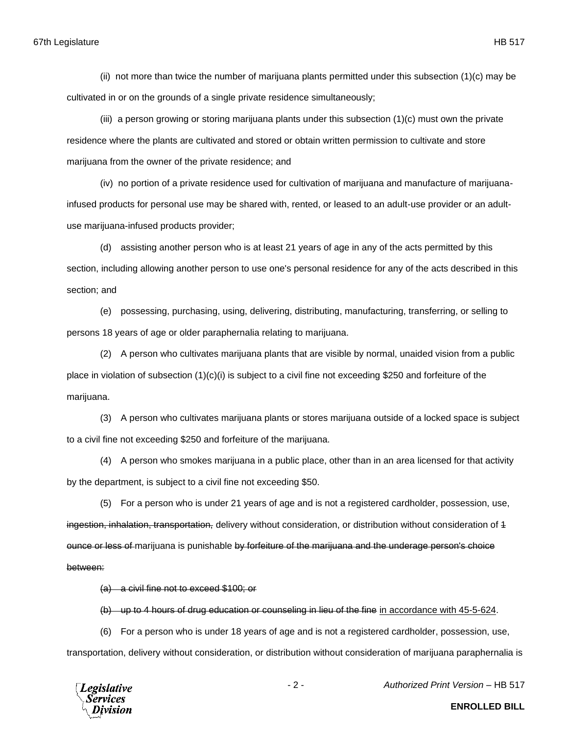(ii) not more than twice the number of marijuana plants permitted under this subsection (1)(c) may be cultivated in or on the grounds of a single private residence simultaneously;

(iii) a person growing or storing marijuana plants under this subsection (1)(c) must own the private residence where the plants are cultivated and stored or obtain written permission to cultivate and store marijuana from the owner of the private residence; and

(iv) no portion of a private residence used for cultivation of marijuana and manufacture of marijuana-infused products for personal use may be shared with, rented, or leased to an adult-use provider or an adult-use marijuana-infused products provider;

(d) assisting another person who is at least 21 years of age in any of the acts permitted by this section, including allowing another person to use one's personal residence for any of the acts described in this section; and

(e) possessing, purchasing, using, delivering, distributing, manufacturing, transferring, or selling to persons 18 years of age or older paraphernalia relating to marijuana.

(2) A person who cultivates marijuana plants that are visible by normal, unaided vision from a public place in violation of subsection (1)(c)(i) is subject to a civil fine not exceeding $250 and forfeiture of the marijuana.

(3) A person who cultivates marijuana plants or stores marijuana outside of a locked space is subject to a civil fine not exceeding $250 and forfeiture of the marijuana.

(4) A person who smokes marijuana in a public place, other than in an area licensed for that activity by the department, is subject to a civil fine not exceeding $50.

(5) For a person who is under 21 years of age and is not a registered cardholder, possession, use, ~~ingestion, inhalation, transportation,~~ delivery without consideration, or distribution without consideration of ~~1 ounce or less of~~ marijuana is punishable ~~by forfeiture of the marijuana and the underage person's choice between:~~

~~(a) a civil fine not to exceed $100; or~~

~~(b) up to 4 hours of drug education or counseling in lieu of the fine~~ <u>in accordance with 45-5-624</u>.

(6) For a person who is under 18 years of age and is not a registered cardholder, possession, use, transportation, delivery without consideration, or distribution without consideration of marijuana paraphernalia is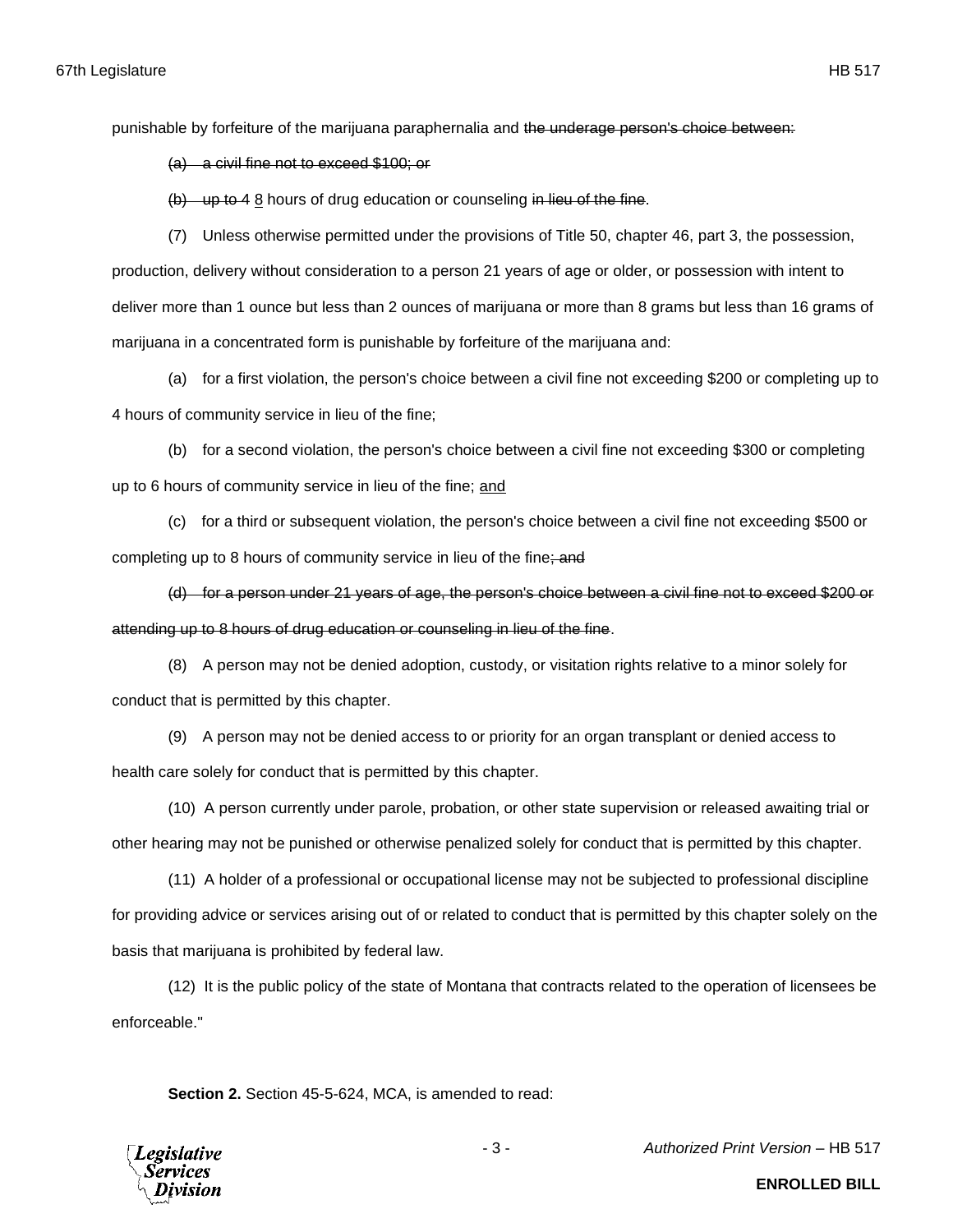punishable by forfeiture of the marijuana paraphernalia and ~~the underage person's choice between:~~

~~(a) a civil fine not to exceed $100; or~~

~~(b) up to 4~~ <u>8</u> hours of drug education or counseling ~~in lieu of the fine~~.

(7) Unless otherwise permitted under the provisions of Title 50, chapter 46, part 3, the possession, production, delivery without consideration to a person 21 years of age or older, or possession with intent to deliver more than 1 ounce but less than 2 ounces of marijuana or more than 8 grams but less than 16 grams of marijuana in a concentrated form is punishable by forfeiture of the marijuana and:

(a) for a first violation, the person's choice between a civil fine not exceeding $200 or completing up to 4 hours of community service in lieu of the fine;

(b) for a second violation, the person's choice between a civil fine not exceeding $300 or completing up to 6 hours of community service in lieu of the fine; <u>and</u>

(c) for a third or subsequent violation, the person's choice between a civil fine not exceeding $500 or completing up to 8 hours of community service in lieu of the fine~~; and~~

~~(d) for a person under 21 years of age, the person's choice between a civil fine not to exceed $200 or attending up to 8 hours of drug education or counseling in lieu of the fine~~.

(8) A person may not be denied adoption, custody, or visitation rights relative to a minor solely for conduct that is permitted by this chapter.

(9) A person may not be denied access to or priority for an organ transplant or denied access to health care solely for conduct that is permitted by this chapter.

(10) A person currently under parole, probation, or other state supervision or released awaiting trial or other hearing may not be punished or otherwise penalized solely for conduct that is permitted by this chapter.

(11) A holder of a professional or occupational license may not be subjected to professional discipline for providing advice or services arising out of or related to conduct that is permitted by this chapter solely on the basis that marijuana is prohibited by federal law.

(12) It is the public policy of the state of Montana that contracts related to the operation of licensees be enforceable."

**Section 2.** Section 45-5-624, MCA, is amended to read: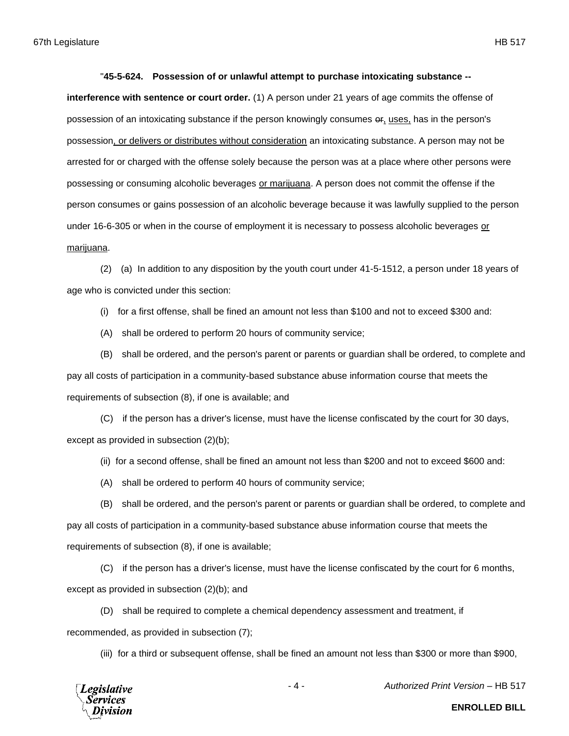"**45-5-624. Possession of or unlawful attempt to purchase intoxicating substance -- interference with sentence or court order.** (1) A person under 21 years of age commits the offense of possession of an intoxicating substance if the person knowingly consumes ~~or~~, uses, has in the person's possession, or delivers or distributes without consideration an intoxicating substance. A person may not be arrested for or charged with the offense solely because the person was at a place where other persons were possessing or consuming alcoholic beverages or marijuana. A person does not commit the offense if the person consumes or gains possession of an alcoholic beverage because it was lawfully supplied to the person under 16-6-305 or when in the course of employment it is necessary to possess alcoholic beverages or marijuana.

(2) (a) In addition to any disposition by the youth court under 41-5-1512, a person under 18 years of age who is convicted under this section:

(i) for a first offense, shall be fined an amount not less than $100 and not to exceed $300 and:

(A) shall be ordered to perform 20 hours of community service;

(B) shall be ordered, and the person's parent or parents or guardian shall be ordered, to complete and pay all costs of participation in a community-based substance abuse information course that meets the requirements of subsection (8), if one is available; and

(C) if the person has a driver's license, must have the license confiscated by the court for 30 days, except as provided in subsection (2)(b);

(ii) for a second offense, shall be fined an amount not less than $200 and not to exceed $600 and:

(A) shall be ordered to perform 40 hours of community service;

(B) shall be ordered, and the person's parent or parents or guardian shall be ordered, to complete and pay all costs of participation in a community-based substance abuse information course that meets the requirements of subsection (8), if one is available;

(C) if the person has a driver's license, must have the license confiscated by the court for 6 months, except as provided in subsection (2)(b); and

(D) shall be required to complete a chemical dependency assessment and treatment, if recommended, as provided in subsection (7);

(iii) for a third or subsequent offense, shall be fined an amount not less than $300 or more than $900,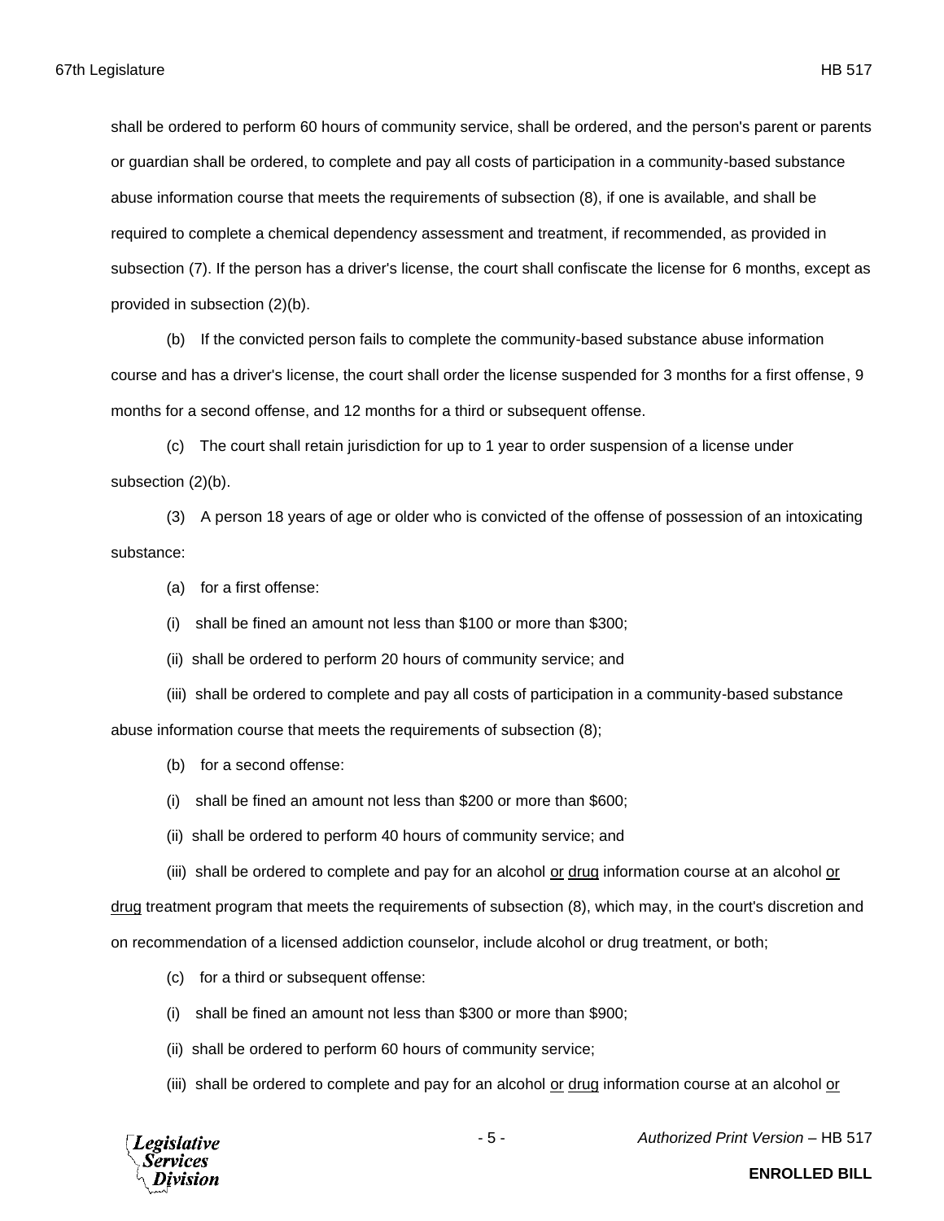shall be ordered to perform 60 hours of community service, shall be ordered, and the person's parent or parents or guardian shall be ordered, to complete and pay all costs of participation in a community-based substance abuse information course that meets the requirements of subsection (8), if one is available, and shall be required to complete a chemical dependency assessment and treatment, if recommended, as provided in subsection (7). If the person has a driver's license, the court shall confiscate the license for 6 months, except as provided in subsection (2)(b).

(b) If the convicted person fails to complete the community-based substance abuse information course and has a driver's license, the court shall order the license suspended for 3 months for a first offense, 9 months for a second offense, and 12 months for a third or subsequent offense.

(c) The court shall retain jurisdiction for up to 1 year to order suspension of a license under subsection (2)(b).

(3) A person 18 years of age or older who is convicted of the offense of possession of an intoxicating substance:

(a) for a first offense:

(i) shall be fined an amount not less than $100 or more than $300;

(ii) shall be ordered to perform 20 hours of community service; and

(iii) shall be ordered to complete and pay all costs of participation in a community-based substance abuse information course that meets the requirements of subsection (8);

(b) for a second offense:

(i) shall be fined an amount not less than $200 or more than $600;

(ii) shall be ordered to perform 40 hours of community service; and

(iii) shall be ordered to complete and pay for an alcohol <u>or drug</u> information course at an alcohol <u>or drug</u> treatment program that meets the requirements of subsection (8), which may, in the court's discretion and on recommendation of a licensed addiction counselor, include alcohol or drug treatment, or both;

(c) for a third or subsequent offense:

(i) shall be fined an amount not less than $300 or more than $900;

(ii) shall be ordered to perform 60 hours of community service;

(iii) shall be ordered to complete and pay for an alcohol <u>or drug</u> information course at an alcohol <u>or</u>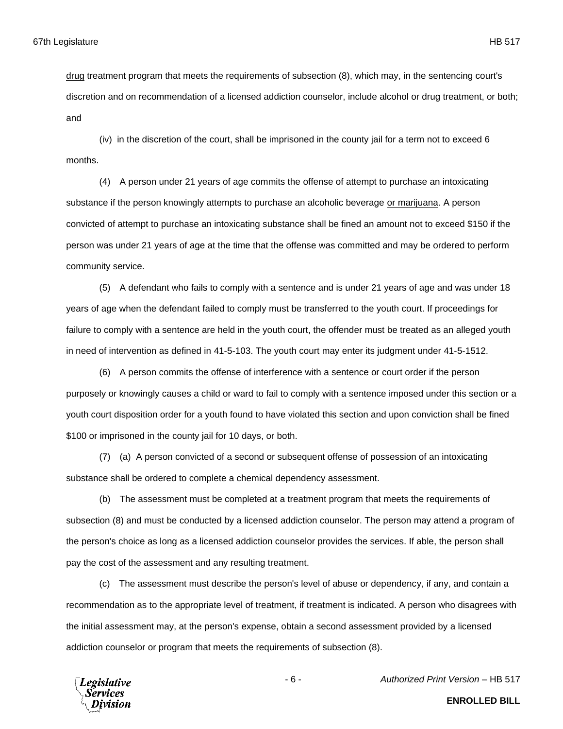drug treatment program that meets the requirements of subsection (8), which may, in the sentencing court's discretion and on recommendation of a licensed addiction counselor, include alcohol or drug treatment, or both; and

(iv) in the discretion of the court, shall be imprisoned in the county jail for a term not to exceed 6 months.

(4) A person under 21 years of age commits the offense of attempt to purchase an intoxicating substance if the person knowingly attempts to purchase an alcoholic beverage or marijuana. A person convicted of attempt to purchase an intoxicating substance shall be fined an amount not to exceed $150 if the person was under 21 years of age at the time that the offense was committed and may be ordered to perform community service.

(5) A defendant who fails to comply with a sentence and is under 21 years of age and was under 18 years of age when the defendant failed to comply must be transferred to the youth court. If proceedings for failure to comply with a sentence are held in the youth court, the offender must be treated as an alleged youth in need of intervention as defined in 41-5-103. The youth court may enter its judgment under 41-5-1512.

(6) A person commits the offense of interference with a sentence or court order if the person purposely or knowingly causes a child or ward to fail to comply with a sentence imposed under this section or a youth court disposition order for a youth found to have violated this section and upon conviction shall be fined $100 or imprisoned in the county jail for 10 days, or both.

(7) (a) A person convicted of a second or subsequent offense of possession of an intoxicating substance shall be ordered to complete a chemical dependency assessment.

(b) The assessment must be completed at a treatment program that meets the requirements of subsection (8) and must be conducted by a licensed addiction counselor. The person may attend a program of the person's choice as long as a licensed addiction counselor provides the services. If able, the person shall pay the cost of the assessment and any resulting treatment.

(c) The assessment must describe the person's level of abuse or dependency, if any, and contain a recommendation as to the appropriate level of treatment, if treatment is indicated. A person who disagrees with the initial assessment may, at the person's expense, obtain a second assessment provided by a licensed addiction counselor or program that meets the requirements of subsection (8).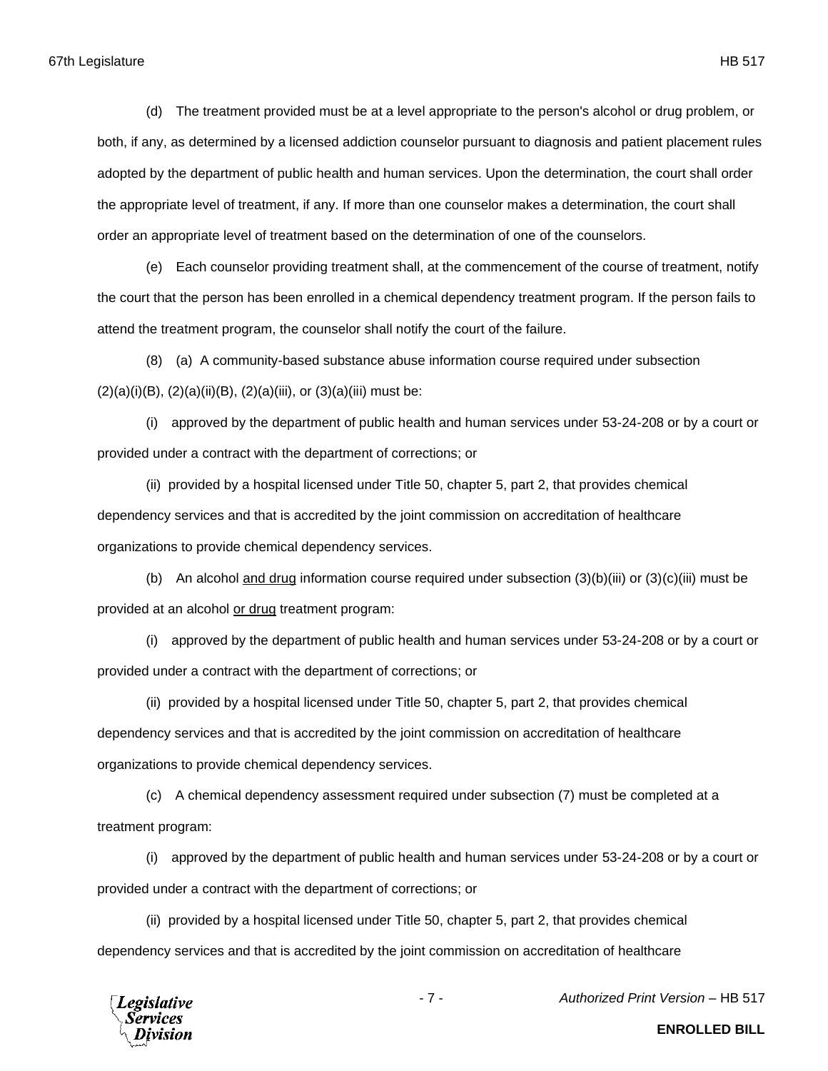(d) The treatment provided must be at a level appropriate to the person's alcohol or drug problem, or both, if any, as determined by a licensed addiction counselor pursuant to diagnosis and patient placement rules adopted by the department of public health and human services. Upon the determination, the court shall order the appropriate level of treatment, if any. If more than one counselor makes a determination, the court shall order an appropriate level of treatment based on the determination of one of the counselors.

(e) Each counselor providing treatment shall, at the commencement of the course of treatment, notify the court that the person has been enrolled in a chemical dependency treatment program. If the person fails to attend the treatment program, the counselor shall notify the court of the failure.

(8) (a) A community-based substance abuse information course required under subsection (2)(a)(i)(B), (2)(a)(ii)(B), (2)(a)(iii), or (3)(a)(iii) must be:

(i) approved by the department of public health and human services under 53-24-208 or by a court or provided under a contract with the department of corrections; or

(ii) provided by a hospital licensed under Title 50, chapter 5, part 2, that provides chemical dependency services and that is accredited by the joint commission on accreditation of healthcare organizations to provide chemical dependency services.

(b) An alcohol <u>and drug</u> information course required under subsection (3)(b)(iii) or (3)(c)(iii) must be provided at an alcohol <u>or drug</u> treatment program:

(i) approved by the department of public health and human services under 53-24-208 or by a court or provided under a contract with the department of corrections; or

(ii) provided by a hospital licensed under Title 50, chapter 5, part 2, that provides chemical dependency services and that is accredited by the joint commission on accreditation of healthcare organizations to provide chemical dependency services.

(c) A chemical dependency assessment required under subsection (7) must be completed at a treatment program:

(i) approved by the department of public health and human services under 53-24-208 or by a court or provided under a contract with the department of corrections; or

(ii) provided by a hospital licensed under Title 50, chapter 5, part 2, that provides chemical dependency services and that is accredited by the joint commission on accreditation of healthcare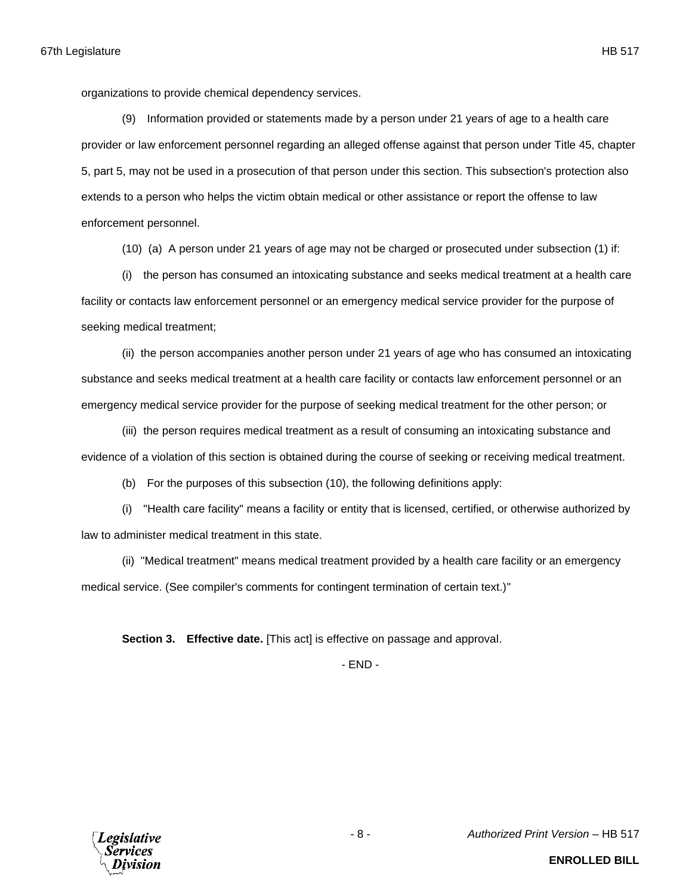organizations to provide chemical dependency services.

(9) Information provided or statements made by a person under 21 years of age to a health care provider or law enforcement personnel regarding an alleged offense against that person under Title 45, chapter 5, part 5, may not be used in a prosecution of that person under this section. This subsection's protection also extends to a person who helps the victim obtain medical or other assistance or report the offense to law enforcement personnel.

(10) (a) A person under 21 years of age may not be charged or prosecuted under subsection (1) if:

(i) the person has consumed an intoxicating substance and seeks medical treatment at a health care facility or contacts law enforcement personnel or an emergency medical service provider for the purpose of seeking medical treatment;

(ii) the person accompanies another person under 21 years of age who has consumed an intoxicating substance and seeks medical treatment at a health care facility or contacts law enforcement personnel or an emergency medical service provider for the purpose of seeking medical treatment for the other person; or

(iii) the person requires medical treatment as a result of consuming an intoxicating substance and evidence of a violation of this section is obtained during the course of seeking or receiving medical treatment.

(b) For the purposes of this subsection (10), the following definitions apply:

(i) "Health care facility" means a facility or entity that is licensed, certified, or otherwise authorized by law to administer medical treatment in this state.

(ii) "Medical treatment" means medical treatment provided by a health care facility or an emergency medical service. (See compiler's comments for contingent termination of certain text.)"

**Section 3. Effective date.** [This act] is effective on passage and approval.

- END -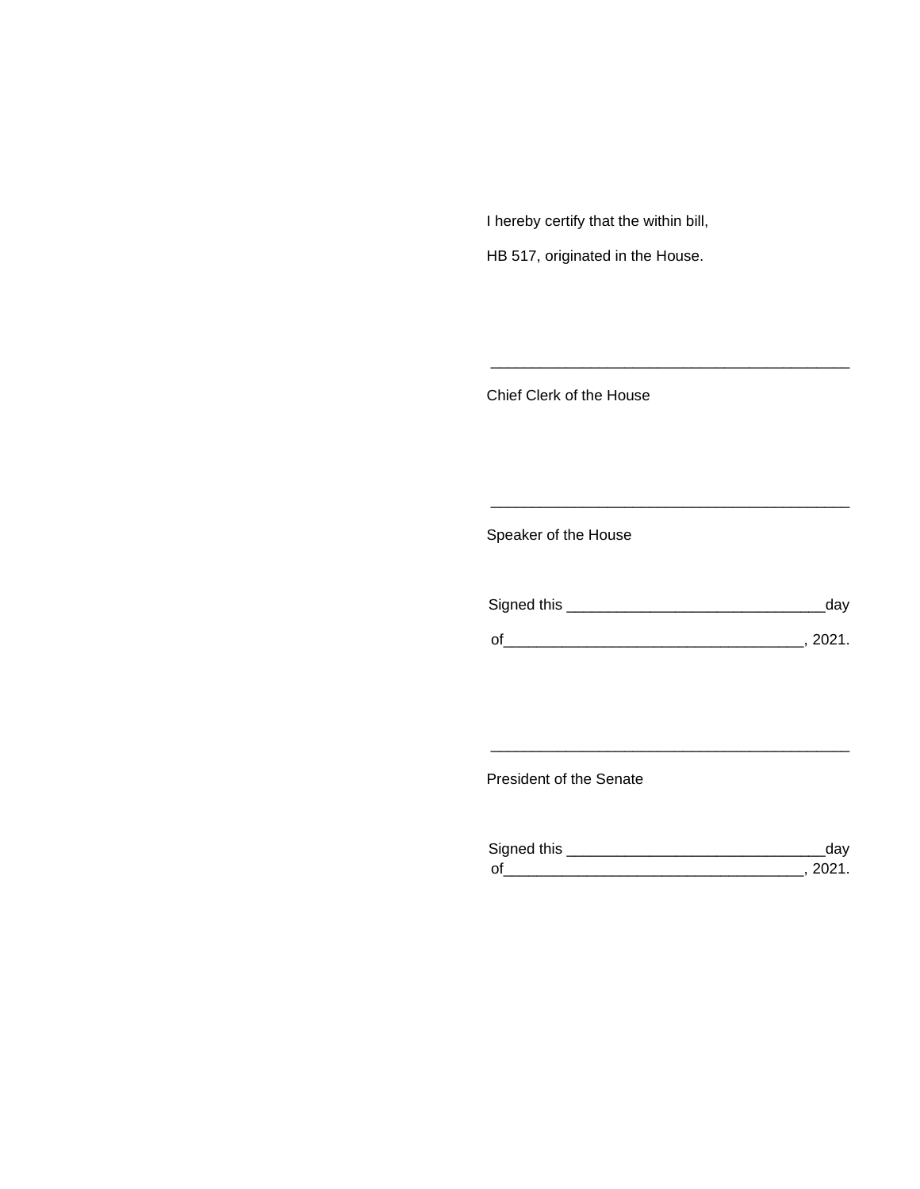I hereby certify that the within bill,

HB 517, originated in the House.

\_\_\_\_\_\_\_\_\_\_\_\_\_\_\_\_\_\_\_\_\_\_\_\_\_\_\_\_\_\_\_\_\_\_\_\_\_\_\_\_\_\_\_\_

Chief Clerk of the House

\_\_\_\_\_\_\_\_\_\_\_\_\_\_\_\_\_\_\_\_\_\_\_\_\_\_\_\_\_\_\_\_\_\_\_\_\_\_\_\_\_\_\_\_

Speaker of the House

Signed this \_\_\_\_\_\_\_\_\_\_\_\_\_\_\_\_\_\_\_\_\_\_\_\_\_\_\_\_\_\_\_day

of\_\_\_\_\_\_\_\_\_\_\_\_\_\_\_\_\_\_\_\_\_\_\_\_\_\_\_\_\_\_\_\_\_\_\_\_, 2021.

\_\_\_\_\_\_\_\_\_\_\_\_\_\_\_\_\_\_\_\_\_\_\_\_\_\_\_\_\_\_\_\_\_\_\_\_\_\_\_\_\_\_\_\_

President of the Senate

Signed this \_\_\_\_\_\_\_\_\_\_\_\_\_\_\_\_\_\_\_\_\_\_\_\_\_\_\_\_\_\_\_day
of\_\_\_\_\_\_\_\_\_\_\_\_\_\_\_\_\_\_\_\_\_\_\_\_\_\_\_\_\_\_\_\_\_\_\_\_, 2021.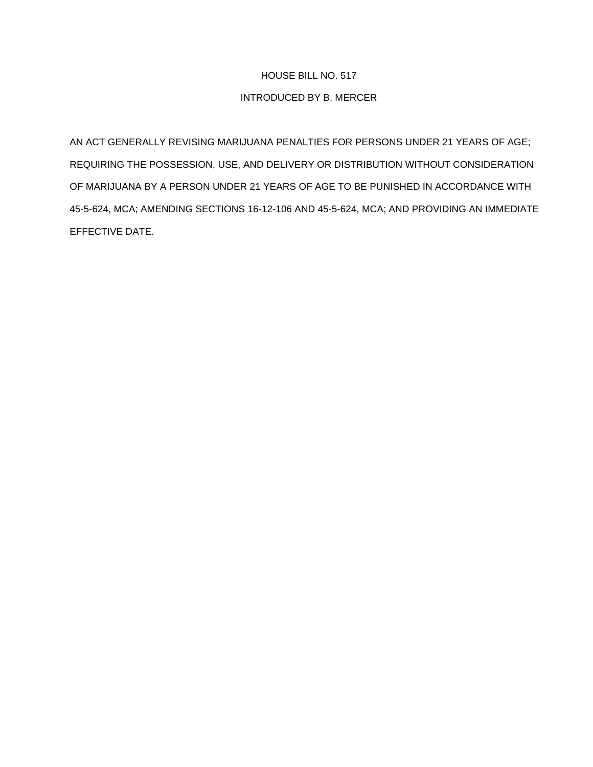HOUSE BILL NO. 517

INTRODUCED BY B. MERCER

AN ACT GENERALLY REVISING MARIJUANA PENALTIES FOR PERSONS UNDER 21 YEARS OF AGE; REQUIRING THE POSSESSION, USE, AND DELIVERY OR DISTRIBUTION WITHOUT CONSIDERATION OF MARIJUANA BY A PERSON UNDER 21 YEARS OF AGE TO BE PUNISHED IN ACCORDANCE WITH 45-5-624, MCA; AMENDING SECTIONS 16-12-106 AND 45-5-624, MCA; AND PROVIDING AN IMMEDIATE EFFECTIVE DATE.